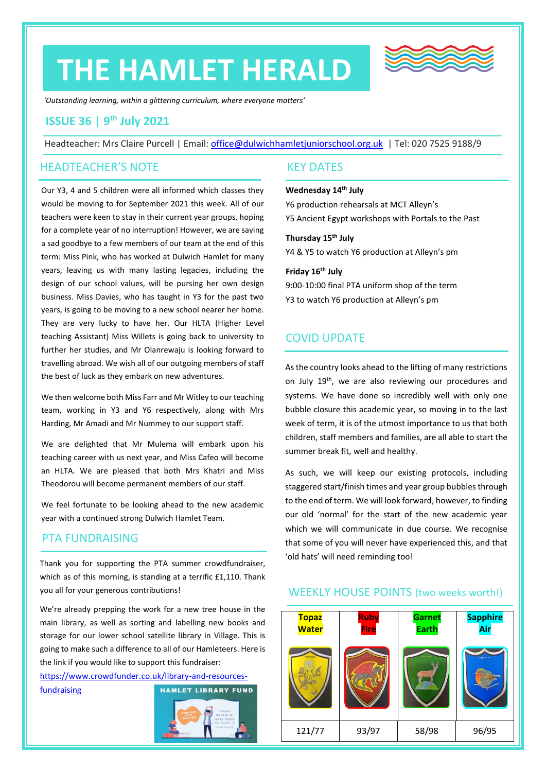# THE HAMLET HERALD

*'Outstanding learning, within a glittering curriculum, where everyone matters'*

## ISSUE 36 | 9th July 2021

Headteacher: Mrs Claire Purcell | Email: office@dulwichhamletjuniorschool.org.uk | Tel: 020 7525 9188/9

## HEADTEACHER'S NOTE

Our Y3, 4 and 5 children were all informed which classes they would be moving to for September 2021 this week. All of our teachers were keen to stay in their current year groups, hoping for a complete year of no interruption! However, we are saying a sad goodbye to a few members of our team at the end of this term: Miss Pink, who has worked at Dulwich Hamlet for many years, leaving us with many lasting legacies, including the design of our school values, will be pursing her own design business. Miss Davies, who has taught in Y3 for the past two years, is going to be moving to a new school nearer her home. They are very lucky to have her. Our HLTA (Higher Level teaching Assistant) Miss Willets is going back to university to further her studies, and Mr Olanrewaju is looking forward to travelling abroad. We wish all of our outgoing members of staff the best of luck as they embark on new adventures.

We then welcome both Miss Farr and Mr Witley to our teaching team, working in Y3 and Y6 respectively, along with Mrs Harding, Mr Amadi and Mr Nummey to our support staff.

We are delighted that Mr Mulema will embark upon his teaching career with us next year, and Miss Cafeo will become an HLTA. We are pleased that both Mrs Khatri and Miss Theodorou will become permanent members of our staff.

We feel fortunate to be looking ahead to the new academic year with a continued strong Dulwich Hamlet Team.

## PTA FUNDRAISING

Thank you for supporting the PTA summer crowdfundraiser, which as of this morning, is standing at a terrific £1,110. Thank you all for your generous contributions!

We're already prepping the work for a new tree house in the main library, as well as sorting and labelling new books and storage for our lower school satellite library in Village. This is going to make such a difference to all of our Hamleteers. Here is the link if you would like to support this fundraiser:

https://www.crowdfunder.co.uk/library-and-resources-fundraising

HAMLET LIBRARY FUND

## KEY DATES

**Wednesday 14th July**
Y6 production rehearsals at MCT Alleyn's
Y5 Ancient Egypt workshops with Portals to the Past

**Thursday 15th July**
Y4 & Y5 to watch Y6 production at Alleyn's pm

**Friday 16th July**
9:00-10:00 final PTA uniform shop of the term
Y3 to watch Y6 production at Alleyn's pm

## COVID UPDATE

As the country looks ahead to the lifting of many restrictions on July 19th, we are also reviewing our procedures and systems. We have done so incredibly well with only one bubble closure this academic year, so moving in to the last week of term, it is of the utmost importance to us that both children, staff members and families, are all able to start the summer break fit, well and healthy.

As such, we will keep our existing protocols, including staggered start/finish times and year group bubbles through to the end of term. We will look forward, however, to finding our old 'normal' for the start of the new academic year which we will communicate in due course. We recognise that some of you will never have experienced this, and that 'old hats' will need reminding too!

## WEEKLY HOUSE POINTS (two weeks worth!)

| Topaz Water | Ruby Fire | Garnet Earth | Sapphire Air |
|---|---|---|---|
| 121/77 | 93/97 | 58/98 | 96/95 |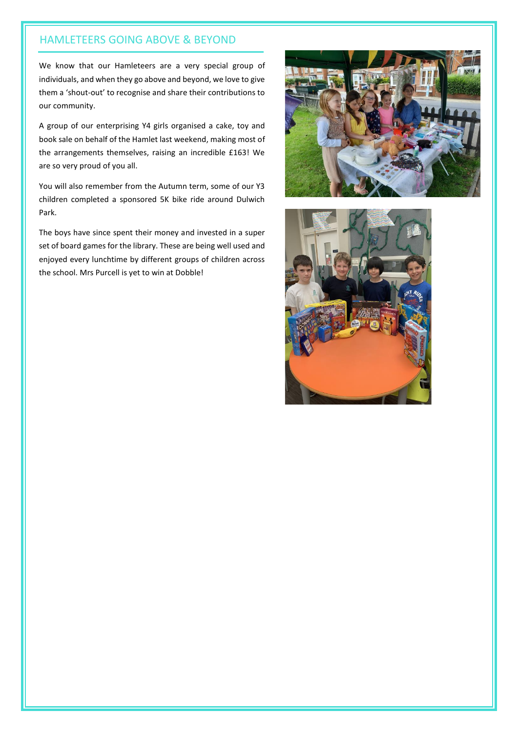## HAMLETEERS GOING ABOVE & BEYOND

We know that our Hamleteers are a very special group of individuals, and when they go above and beyond, we love to give them a 'shout-out' to recognise and share their contributions to our community.

A group of our enterprising Y4 girls organised a cake, toy and book sale on behalf of the Hamlet last weekend, making most of the arrangements themselves, raising an incredible £163! We are so very proud of you all.

You will also remember from the Autumn term, some of our Y3 children completed a sponsored 5K bike ride around Dulwich Park.

The boys have since spent their money and invested in a super set of board games for the library. These are being well used and enjoyed every lunchtime by different groups of children across the school. Mrs Purcell is yet to win at Dobble!